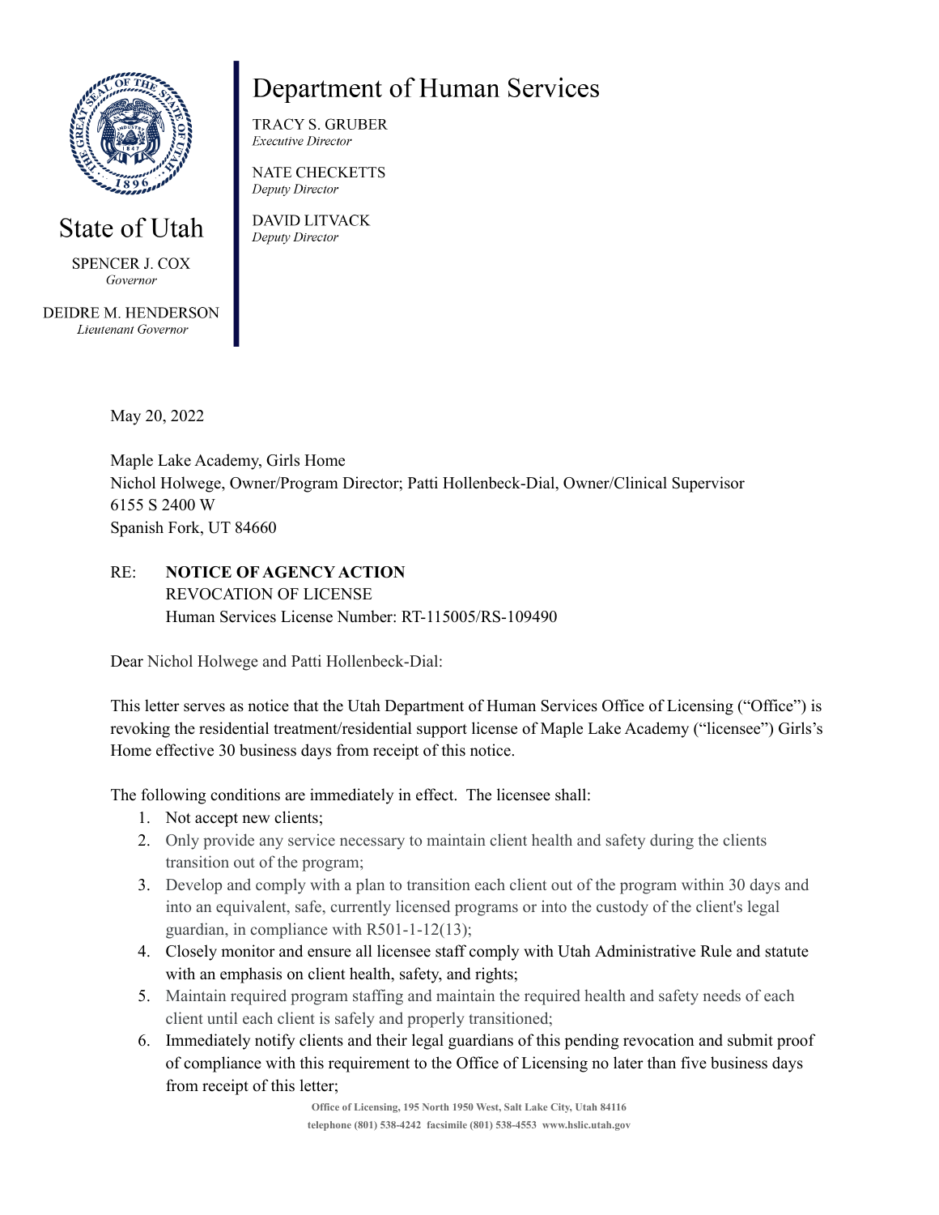State of Utah

SPENCER J. COX
*Governor*

DEIDRE M. HENDERSON
*Lieutenant Governor*

# Department of Human Services

TRACY S. GRUBER
*Executive Director*

NATE CHECKETTS
*Deputy Director*

DAVID LITVACK
*Deputy Director*

May 20, 2022

Maple Lake Academy, Girls Home
Nichol Holwege, Owner/Program Director; Patti Hollenbeck-Dial, Owner/Clinical Supervisor
6155 S 2400 W
Spanish Fork, UT 84660

RE: **NOTICE OF AGENCY ACTION**
REVOCATION OF LICENSE
Human Services License Number: RT-115005/RS-109490

Dear Nichol Holwege and Patti Hollenbeck-Dial:

This letter serves as notice that the Utah Department of Human Services Office of Licensing ("Office") is revoking the residential treatment/residential support license of Maple Lake Academy ("licensee") Girls's Home effective 30 business days from receipt of this notice.

The following conditions are immediately in effect. The licensee shall:

1. Not accept new clients;
2. Only provide any service necessary to maintain client health and safety during the clients transition out of the program;
3. Develop and comply with a plan to transition each client out of the program within 30 days and into an equivalent, safe, currently licensed programs or into the custody of the client's legal guardian, in compliance with R501-1-12(13);
4. Closely monitor and ensure all licensee staff comply with Utah Administrative Rule and statute with an emphasis on client health, safety, and rights;
5. Maintain required program staffing and maintain the required health and safety needs of each client until each client is safely and properly transitioned;
6. Immediately notify clients and their legal guardians of this pending revocation and submit proof of compliance with this requirement to the Office of Licensing no later than five business days from receipt of this letter;

Office of Licensing, 195 North 1950 West, Salt Lake City, Utah 84116
telephone (801) 538-4242 facsimile (801) 538-4553 www.hslic.utah.gov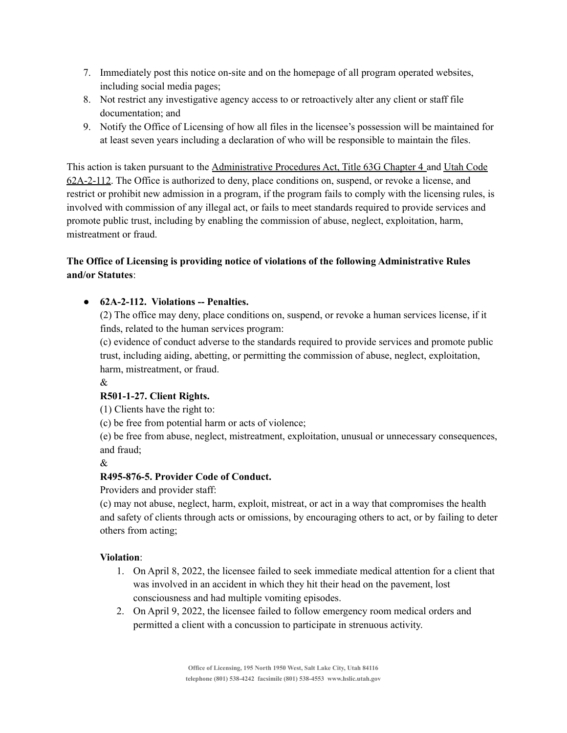7. Immediately post this notice on-site and on the homepage of all program operated websites, including social media pages;
8. Not restrict any investigative agency access to or retroactively alter any client or staff file documentation; and
9. Notify the Office of Licensing of how all files in the licensee's possession will be maintained for at least seven years including a declaration of who will be responsible to maintain the files.

This action is taken pursuant to the Administrative Procedures Act, Title 63G Chapter 4 and Utah Code 62A-2-112. The Office is authorized to deny, place conditions on, suspend, or revoke a license, and restrict or prohibit new admission in a program, if the program fails to comply with the licensing rules, is involved with commission of any illegal act, or fails to meet standards required to provide services and promote public trust, including by enabling the commission of abuse, neglect, exploitation, harm, mistreatment or fraud.

**The Office of Licensing is providing notice of violations of the following Administrative Rules and/or Statutes**:

- **62A-2-112. Violations -- Penalties.**

  (2) The office may deny, place conditions on, suspend, or revoke a human services license, if it finds, related to the human services program:

  (c) evidence of conduct adverse to the standards required to provide services and promote public trust, including aiding, abetting, or permitting the commission of abuse, neglect, exploitation, harm, mistreatment, or fraud.

  &

  **R501-1-27. Client Rights.**

  (1) Clients have the right to:

  (c) be free from potential harm or acts of violence;

  (e) be free from abuse, neglect, mistreatment, exploitation, unusual or unnecessary consequences, and fraud;

  &

  **R495-876-5. Provider Code of Conduct.**

  Providers and provider staff:

  (c) may not abuse, neglect, harm, exploit, mistreat, or act in a way that compromises the health and safety of clients through acts or omissions, by encouraging others to act, or by failing to deter others from acting;

  **Violation**:

  1. On April 8, 2022, the licensee failed to seek immediate medical attention for a client that was involved in an accident in which they hit their head on the pavement, lost consciousness and had multiple vomiting episodes.
  2. On April 9, 2022, the licensee failed to follow emergency room medical orders and permitted a client with a concussion to participate in strenuous activity.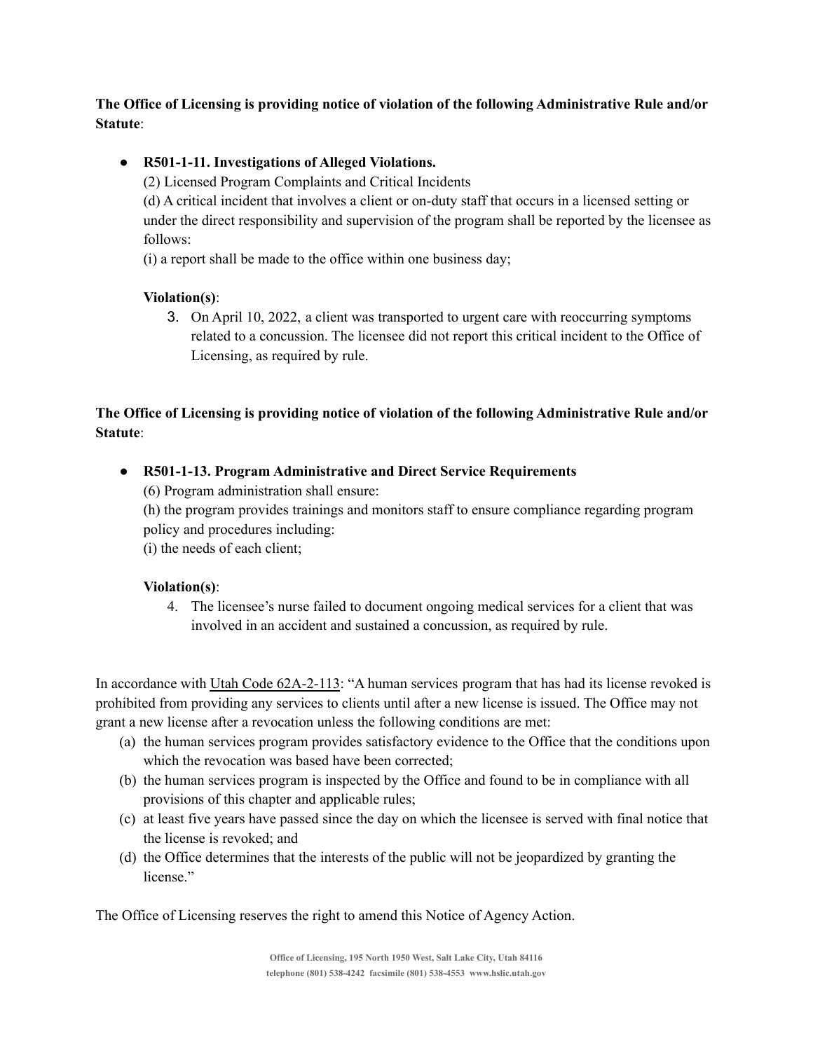**The Office of Licensing is providing notice of violation of the following Administrative Rule and/or Statute**:

- **R501-1-11. Investigations of Alleged Violations.**
  (2) Licensed Program Complaints and Critical Incidents
  (d) A critical incident that involves a client or on-duty staff that occurs in a licensed setting or under the direct responsibility and supervision of the program shall be reported by the licensee as follows:
  (i) a report shall be made to the office within one business day;

  **Violation(s)**:

  3. On April 10, 2022, a client was transported to urgent care with reoccurring symptoms related to a concussion. The licensee did not report this critical incident to the Office of Licensing, as required by rule.

**The Office of Licensing is providing notice of violation of the following Administrative Rule and/or Statute**:

- **R501-1-13. Program Administrative and Direct Service Requirements**
  (6) Program administration shall ensure:
  (h) the program provides trainings and monitors staff to ensure compliance regarding program policy and procedures including:
  (i) the needs of each client;

  **Violation(s)**:

  4. The licensee's nurse failed to document ongoing medical services for a client that was involved in an accident and sustained a concussion, as required by rule.

In accordance with Utah Code 62A-2-113: "A human services program that has had its license revoked is prohibited from providing any services to clients until after a new license is issued. The Office may not grant a new license after a revocation unless the following conditions are met:

(a) the human services program provides satisfactory evidence to the Office that the conditions upon which the revocation was based have been corrected;
(b) the human services program is inspected by the Office and found to be in compliance with all provisions of this chapter and applicable rules;
(c) at least five years have passed since the day on which the licensee is served with final notice that the license is revoked; and
(d) the Office determines that the interests of the public will not be jeopardized by granting the license."

The Office of Licensing reserves the right to amend this Notice of Agency Action.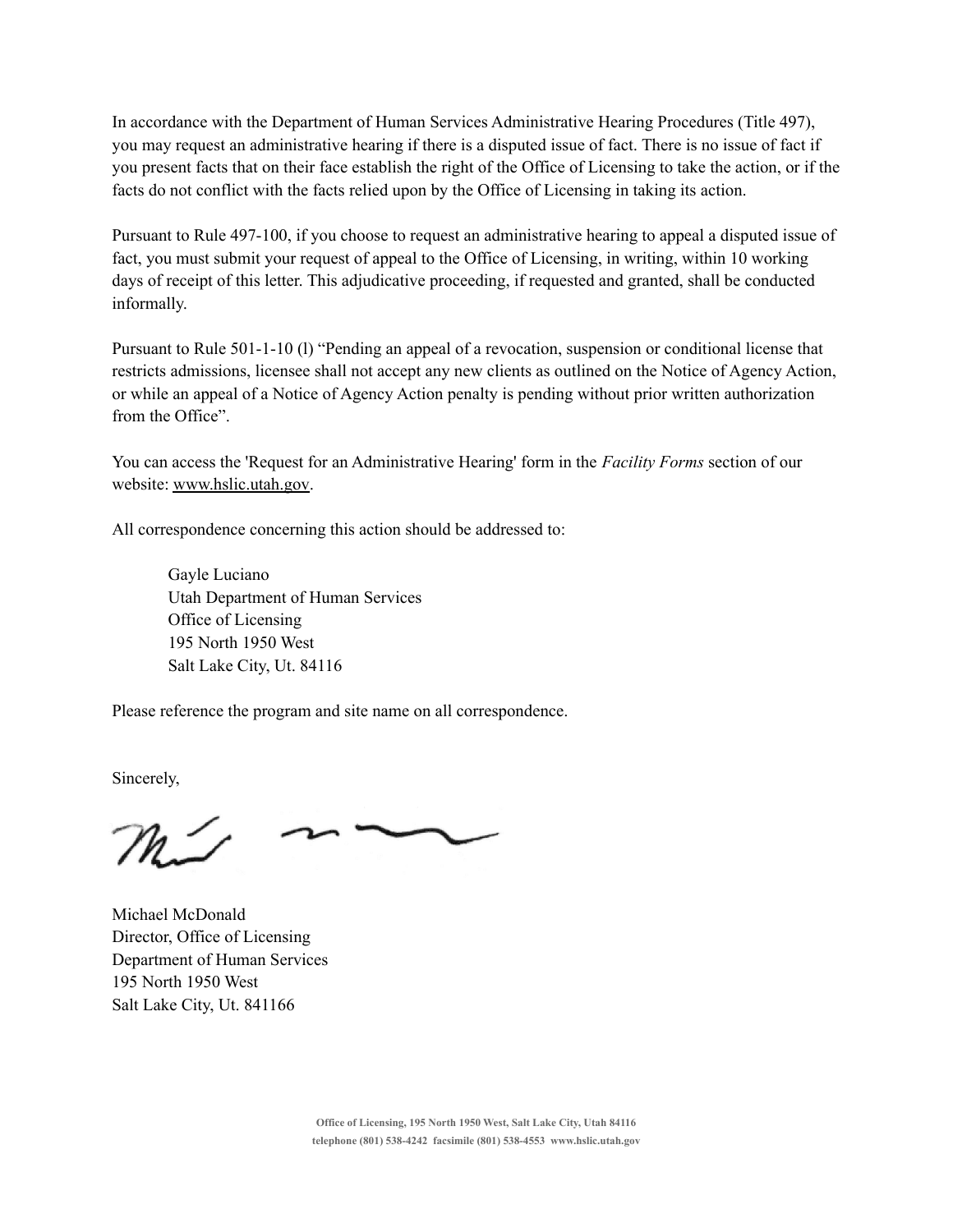In accordance with the Department of Human Services Administrative Hearing Procedures (Title 497), you may request an administrative hearing if there is a disputed issue of fact. There is no issue of fact if you present facts that on their face establish the right of the Office of Licensing to take the action, or if the facts do not conflict with the facts relied upon by the Office of Licensing in taking its action.

Pursuant to Rule 497-100, if you choose to request an administrative hearing to appeal a disputed issue of fact, you must submit your request of appeal to the Office of Licensing, in writing, within 10 working days of receipt of this letter. This adjudicative proceeding, if requested and granted, shall be conducted informally.

Pursuant to Rule 501-1-10 (l) "Pending an appeal of a revocation, suspension or conditional license that restricts admissions, licensee shall not accept any new clients as outlined on the Notice of Agency Action, or while an appeal of a Notice of Agency Action penalty is pending without prior written authorization from the Office".

You can access the 'Request for an Administrative Hearing' form in the *Facility Forms* section of our website: www.hslic.utah.gov.

All correspondence concerning this action should be addressed to:

> Gayle Luciano
> Utah Department of Human Services
> Office of Licensing
> 195 North 1950 West
> Salt Lake City, Ut. 84116

Please reference the program and site name on all correspondence.

Sincerely,

Michael McDonald
Director, Office of Licensing
Department of Human Services
195 North 1950 West
Salt Lake City, Ut. 841166

**Office of Licensing, 195 North 1950 West, Salt Lake City, Utah 84116**
**telephone (801) 538-4242 facsimile (801) 538-4553 www.hslic.utah.gov**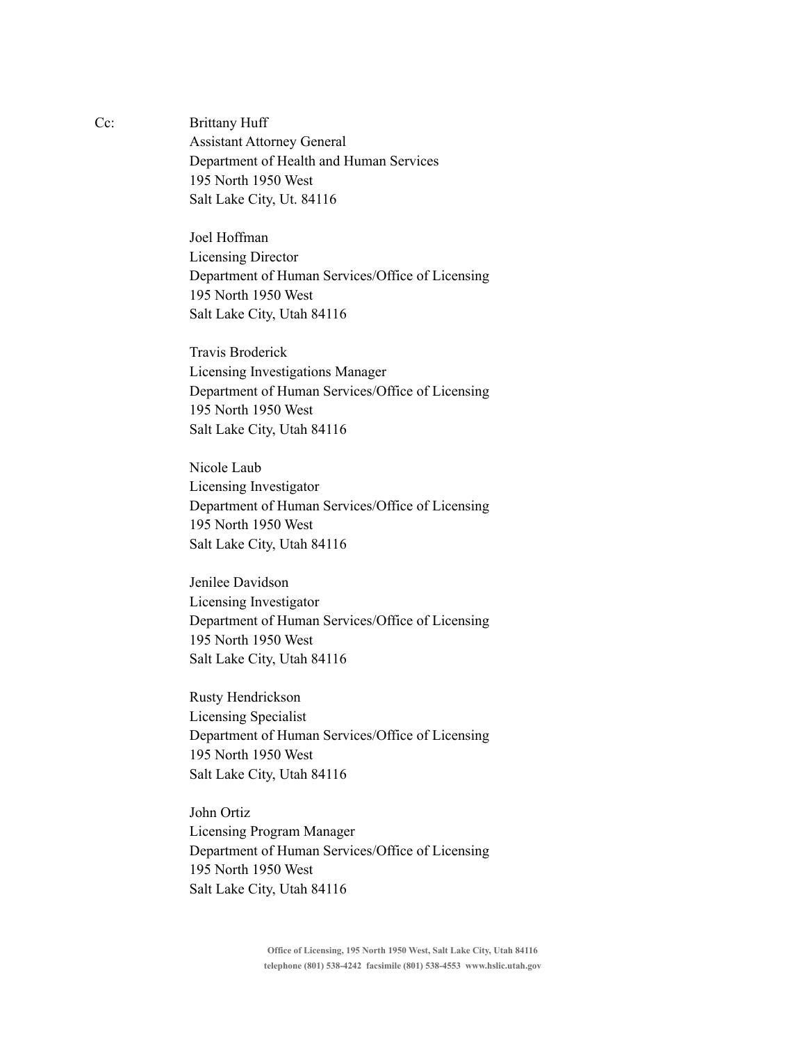Cc: Brittany Huff
Assistant Attorney General
Department of Health and Human Services
195 North 1950 West
Salt Lake City, Ut. 84116

Joel Hoffman
Licensing Director
Department of Human Services/Office of Licensing
195 North 1950 West
Salt Lake City, Utah 84116

Travis Broderick
Licensing Investigations Manager
Department of Human Services/Office of Licensing
195 North 1950 West
Salt Lake City, Utah 84116

Nicole Laub
Licensing Investigator
Department of Human Services/Office of Licensing
195 North 1950 West
Salt Lake City, Utah 84116

Jenilee Davidson
Licensing Investigator
Department of Human Services/Office of Licensing
195 North 1950 West
Salt Lake City, Utah 84116

Rusty Hendrickson
Licensing Specialist
Department of Human Services/Office of Licensing
195 North 1950 West
Salt Lake City, Utah 84116

John Ortiz
Licensing Program Manager
Department of Human Services/Office of Licensing
195 North 1950 West
Salt Lake City, Utah 84116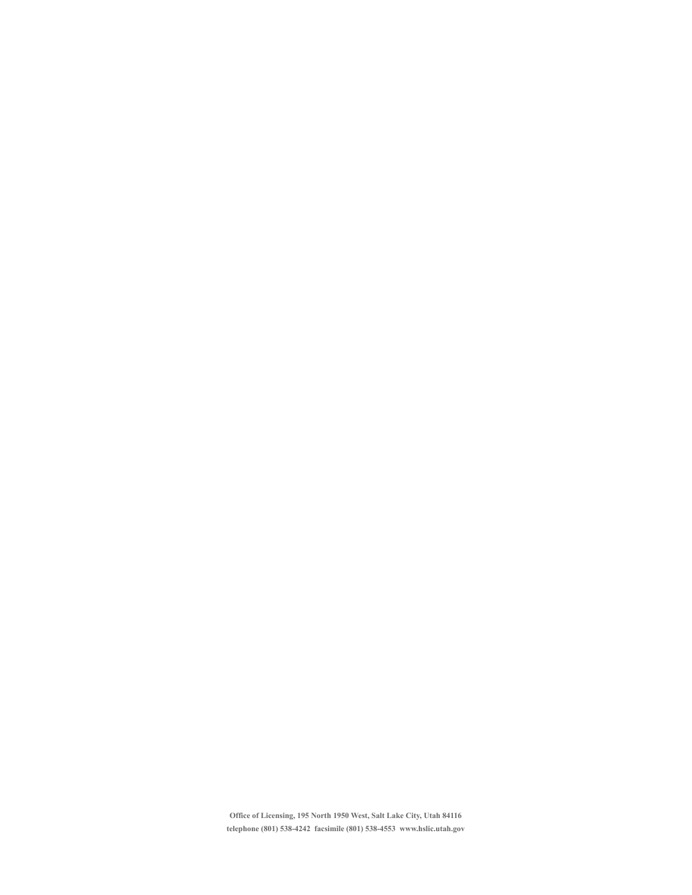Office of Licensing, 195 North 1950 West, Salt Lake City, Utah 84116
telephone (801) 538-4242  facsimile (801) 538-4553  www.hslic.utah.gov